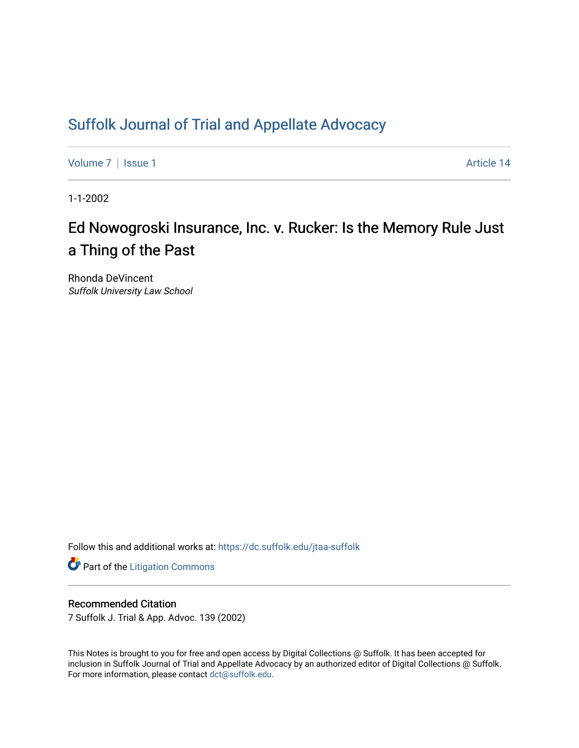# Suffolk Journal of Trial and Appellate Advocacy

Volume 7 | Issue 1 Article 14

1-1-2002

## Ed Nowogroski Insurance, Inc. v. Rucker: Is the Memory Rule Just a Thing of the Past

Rhonda DeVincent
*Suffolk University Law School*

Follow this and additional works at: https://dc.suffolk.edu/jtaa-suffolk

Part of the Litigation Commons

### Recommended Citation

7 Suffolk J. Trial & App. Advoc. 139 (2002)

This Notes is brought to you for free and open access by Digital Collections @ Suffolk. It has been accepted for inclusion in Suffolk Journal of Trial and Appellate Advocacy by an authorized editor of Digital Collections @ Suffolk. For more information, please contact dct@suffolk.edu.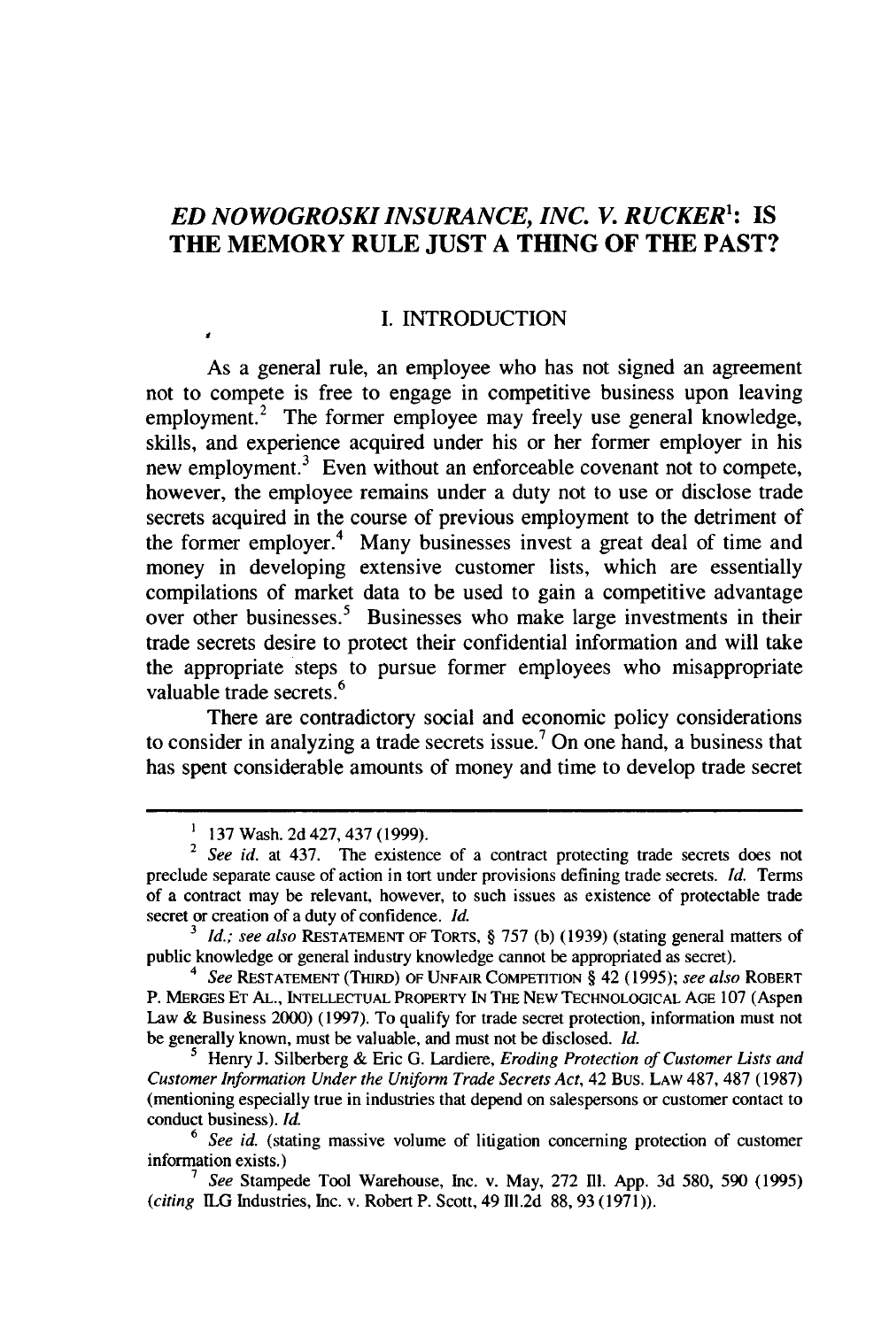# *ED NOWOGROSKI INSURANCE, INC. V. RUCKER*[1]: IS THE MEMORY RULE JUST A THING OF THE PAST?

## I. INTRODUCTION

As a general rule, an employee who has not signed an agreement not to compete is free to engage in competitive business upon leaving employment.[2] The former employee may freely use general knowledge, skills, and experience acquired under his or her former employer in his new employment.[3] Even without an enforceable covenant not to compete, however, the employee remains under a duty not to use or disclose trade secrets acquired in the course of previous employment to the detriment of the former employer.[4] Many businesses invest a great deal of time and money in developing extensive customer lists, which are essentially compilations of market data to be used to gain a competitive advantage over other businesses.[5] Businesses who make large investments in their trade secrets desire to protect their confidential information and will take the appropriate steps to pursue former employees who misappropriate valuable trade secrets.[6]

There are contradictory social and economic policy considerations to consider in analyzing a trade secrets issue.[7] On one hand, a business that has spent considerable amounts of money and time to develop trade secret

---

[1] 137 Wash. 2d 427, 437 (1999).

[2] *See id.* at 437. The existence of a contract protecting trade secrets does not preclude separate cause of action in tort under provisions defining trade secrets. *Id.* Terms of a contract may be relevant, however, to such issues as existence of protectable trade secret or creation of a duty of confidence. *Id.*

[3] *Id.*; *see also* RESTATEMENT OF TORTS, § 757 (b) (1939) (stating general matters of public knowledge or general industry knowledge cannot be appropriated as secret).

[4] *See* RESTATEMENT (THIRD) OF UNFAIR COMPETITION § 42 (1995); *see also* ROBERT P. MERGES ET AL., INTELLECTUAL PROPERTY IN THE NEW TECHNOLOGICAL AGE 107 (Aspen Law & Business 2000) (1997). To qualify for trade secret protection, information must not be generally known, must be valuable, and must not be disclosed. *Id.*

[5] Henry J. Silberberg & Eric G. Lardiere, *Eroding Protection of Customer Lists and Customer Information Under the Uniform Trade Secrets Act*, 42 BUS. LAW 487, 487 (1987) (mentioning especially true in industries that depend on salespersons or customer contact to conduct business). *Id.*

[6] *See id.* (stating massive volume of litigation concerning protection of customer information exists.)

[7] *See* Stampede Tool Warehouse, Inc. v. May, 272 Ill. App. 3d 580, 590 (1995) (*citing* ILG Industries, Inc. v. Robert P. Scott, 49 Ill.2d 88, 93 (1971)).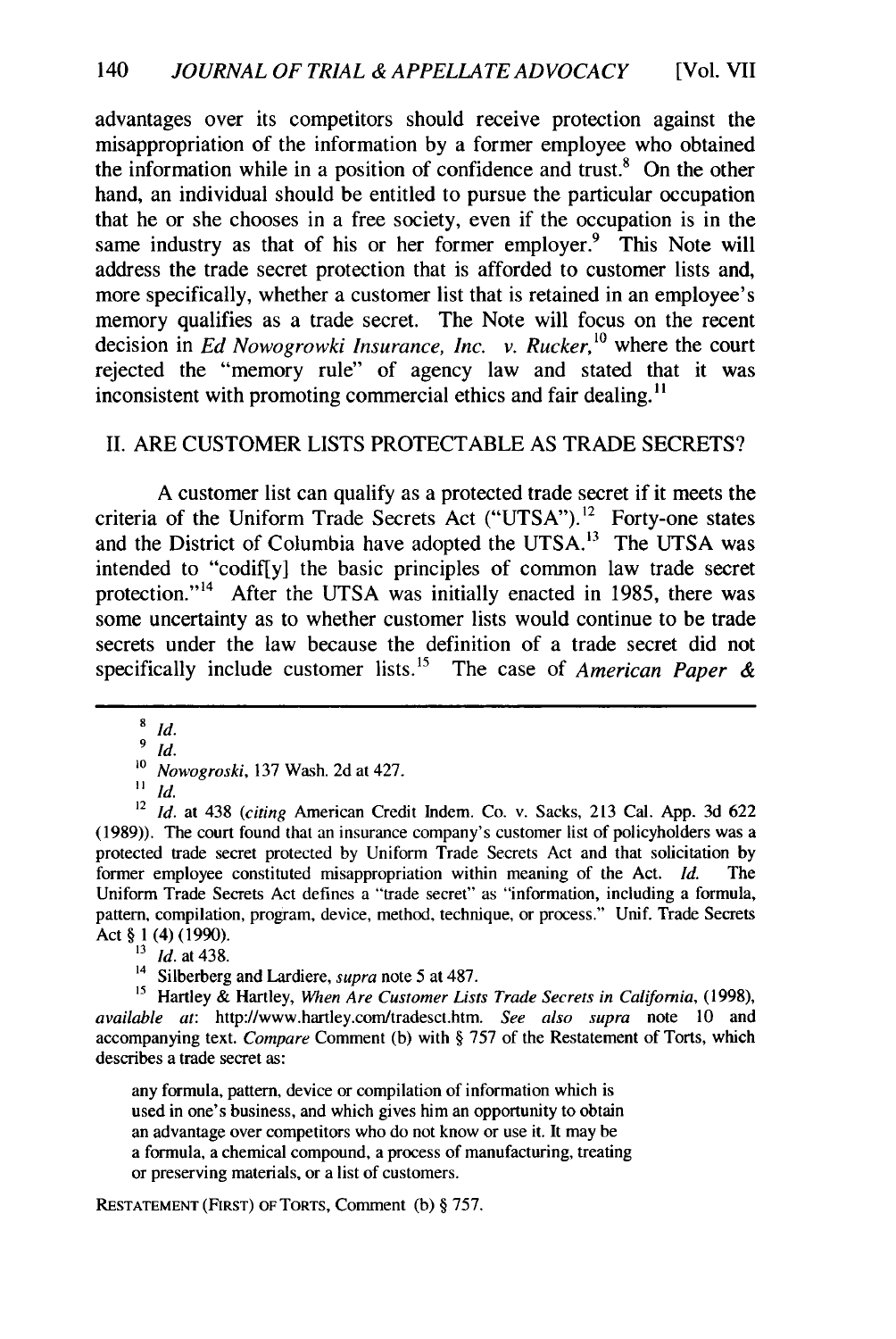advantages over its competitors should receive protection against the misappropriation of the information by a former employee who obtained the information while in a position of confidence and trust.[8] On the other hand, an individual should be entitled to pursue the particular occupation that he or she chooses in a free society, even if the occupation is in the same industry as that of his or her former employer.[9] This Note will address the trade secret protection that is afforded to customer lists and, more specifically, whether a customer list that is retained in an employee's memory qualifies as a trade secret. The Note will focus on the recent decision in *Ed Nowogrowki Insurance, Inc. v. Rucker*,[10] where the court rejected the "memory rule" of agency law and stated that it was inconsistent with promoting commercial ethics and fair dealing.[11]

## II. ARE CUSTOMER LISTS PROTECTABLE AS TRADE SECRETS?

A customer list can qualify as a protected trade secret if it meets the criteria of the Uniform Trade Secrets Act ("UTSA").[12] Forty-one states and the District of Columbia have adopted the UTSA.[13] The UTSA was intended to "codif[y] the basic principles of common law trade secret protection."[14] After the UTSA was initially enacted in 1985, there was some uncertainty as to whether customer lists would continue to be trade secrets under the law because the definition of a trade secret did not specifically include customer lists.[15] The case of *American Paper &*

---

[8] *Id.*

[9] *Id.*

[10] *Nowogroski*, 137 Wash. 2d at 427.

[11] *Id.*

[12] *Id.* at 438 (*citing* American Credit Indem. Co. v. Sacks, 213 Cal. App. 3d 622 (1989)). The court found that an insurance company's customer list of policyholders was a protected trade secret protected by Uniform Trade Secrets Act and that solicitation by former employee constituted misappropriation within meaning of the Act. *Id.* The Uniform Trade Secrets Act defines a "trade secret" as "information, including a formula, pattern, compilation, program, device, method, technique, or process." Unif. Trade Secrets Act § 1 (4) (1990).

[13] *Id.* at 438.

[14] Silberberg and Lardiere, *supra* note 5 at 487.

[15] Hartley & Hartley, *When Are Customer Lists Trade Secrets in California*, (1998), *available at*: http://www.hartley.com/tradesct.htm. *See also supra* note 10 and accompanying text. *Compare* Comment (b) with § 757 of the Restatement of Torts, which describes a trade secret as:

> any formula, pattern, device or compilation of information which is used in one's business, and which gives him an opportunity to obtain an advantage over competitors who do not know or use it. It may be a formula, a chemical compound, a process of manufacturing, treating or preserving materials, or a list of customers.

RESTATEMENT (FIRST) OF TORTS, Comment (b) § 757.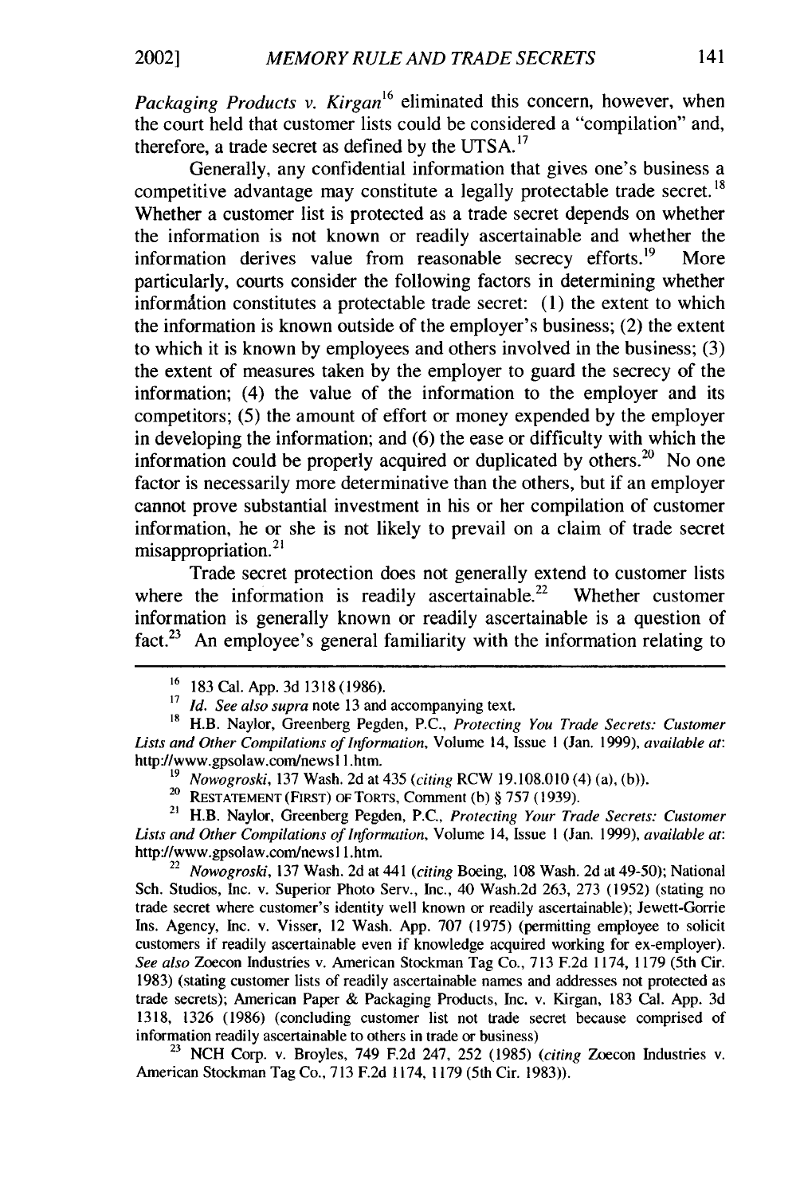*Packaging Products v. Kirgan*[16] eliminated this concern, however, when the court held that customer lists could be considered a "compilation" and, therefore, a trade secret as defined by the UTSA.[17]

Generally, any confidential information that gives one's business a competitive advantage may constitute a legally protectable trade secret.[18] Whether a customer list is protected as a trade secret depends on whether the information is not known or readily ascertainable and whether the information derives value from reasonable secrecy efforts.[19] More particularly, courts consider the following factors in determining whether information constitutes a protectable trade secret: (1) the extent to which the information is known outside of the employer's business; (2) the extent to which it is known by employees and others involved in the business; (3) the extent of measures taken by the employer to guard the secrecy of the information; (4) the value of the information to the employer and its competitors; (5) the amount of effort or money expended by the employer in developing the information; and (6) the ease or difficulty with which the information could be properly acquired or duplicated by others.[20] No one factor is necessarily more determinative than the others, but if an employer cannot prove substantial investment in his or her compilation of customer information, he or she is not likely to prevail on a claim of trade secret misappropriation.[21]

Trade secret protection does not generally extend to customer lists where the information is readily ascertainable.[22] Whether customer information is generally known or readily ascertainable is a question of fact.[23] An employee's general familiarity with the information relating to

---

[16] 183 Cal. App. 3d 1318 (1986).

[17] *Id. See also supra* note 13 and accompanying text.

[18] H.B. Naylor, Greenberg Pegden, P.C., *Protecting You Trade Secrets: Customer Lists and Other Compilations of Information*, Volume 14, Issue 1 (Jan. 1999), *available at*: http://www.gpsolaw.com/news11.htm.

[19] *Nowogroski*, 137 Wash. 2d at 435 (*citing* RCW 19.108.010 (4) (a), (b)).

[20] RESTATEMENT (FIRST) OF TORTS, Comment (b) § 757 (1939).

[21] H.B. Naylor, Greenberg Pegden, P.C., *Protecting Your Trade Secrets: Customer Lists and Other Compilations of Information*, Volume 14, Issue 1 (Jan. 1999), *available at*: http://www.gpsolaw.com/news11.htm.

[22] *Nowogroski*, 137 Wash. 2d at 441 (*citing* Boeing, 108 Wash. 2d at 49-50); National Sch. Studios, Inc. v. Superior Photo Serv., Inc., 40 Wash.2d 263, 273 (1952) (stating no trade secret where customer's identity well known or readily ascertainable); Jewett-Gorrie Ins. Agency, Inc. v. Visser, 12 Wash. App. 707 (1975) (permitting employee to solicit customers if readily ascertainable even if knowledge acquired working for ex-employer). *See also* Zoecon Industries v. American Stockman Tag Co., 713 F.2d 1174, 1179 (5th Cir. 1983) (stating customer lists of readily ascertainable names and addresses not protected as trade secrets); American Paper & Packaging Products, Inc. v. Kirgan, 183 Cal. App. 3d 1318, 1326 (1986) (concluding customer list not trade secret because comprised of information readily ascertainable to others in trade or business)

[23] NCH Corp. v. Broyles, 749 F.2d 247, 252 (1985) (*citing* Zoecon Industries v. American Stockman Tag Co., 713 F.2d 1174, 1179 (5th Cir. 1983)).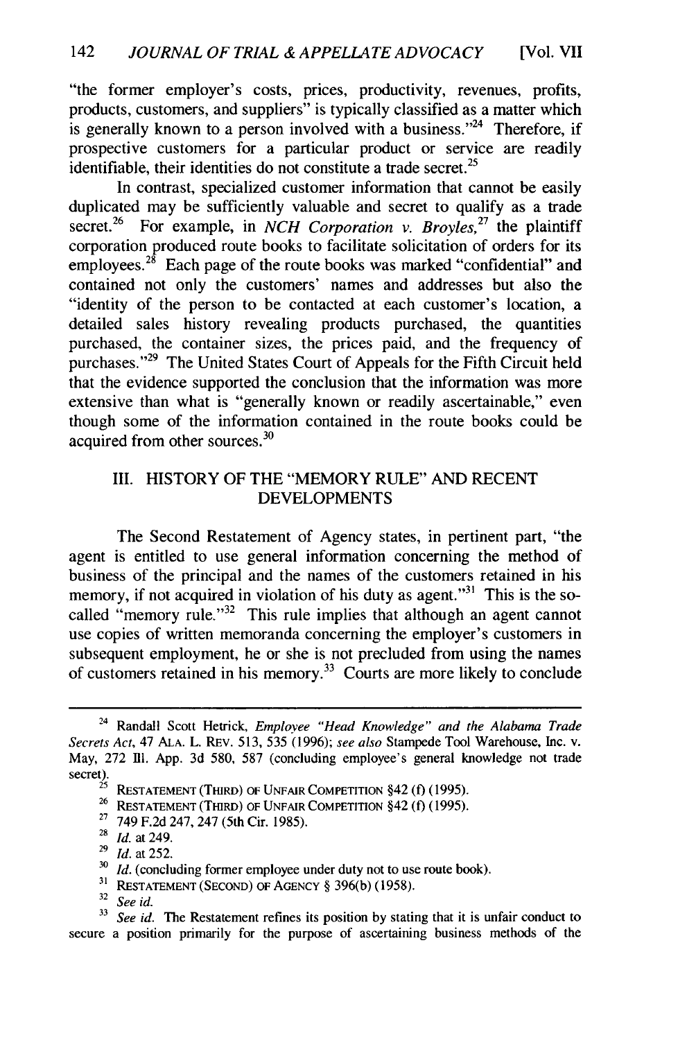"the former employer's costs, prices, productivity, revenues, profits, products, customers, and suppliers" is typically classified as a matter which is generally known to a person involved with a business."[24] Therefore, if prospective customers for a particular product or service are readily identifiable, their identities do not constitute a trade secret.[25]

In contrast, specialized customer information that cannot be easily duplicated may be sufficiently valuable and secret to qualify as a trade secret.[26] For example, in *NCH Corporation v. Broyles,*[27] the plaintiff corporation produced route books to facilitate solicitation of orders for its employees.[28] Each page of the route books was marked "confidential" and contained not only the customers' names and addresses but also the "identity of the person to be contacted at each customer's location, a detailed sales history revealing products purchased, the quantities purchased, the container sizes, the prices paid, and the frequency of purchases."[29] The United States Court of Appeals for the Fifth Circuit held that the evidence supported the conclusion that the information was more extensive than what is "generally known or readily ascertainable," even though some of the information contained in the route books could be acquired from other sources.[30]

## III. HISTORY OF THE "MEMORY RULE" AND RECENT DEVELOPMENTS

The Second Restatement of Agency states, in pertinent part, "the agent is entitled to use general information concerning the method of business of the principal and the names of the customers retained in his memory, if not acquired in violation of his duty as agent."[31] This is the so-called "memory rule."[32] This rule implies that although an agent cannot use copies of written memoranda concerning the employer's customers in subsequent employment, he or she is not precluded from using the names of customers retained in his memory.[33] Courts are more likely to conclude

---

[24] Randall Scott Hetrick, *Employee "Head Knowledge" and the Alabama Trade Secrets Act*, 47 ALA. L. REV. 513, 535 (1996); *see also* Stampede Tool Warehouse, Inc. v. May, 272 Ill. App. 3d 580, 587 (concluding employee's general knowledge not trade secret).

[25] RESTATEMENT (THIRD) OF UNFAIR COMPETITION §42 (f) (1995).

[26] RESTATEMENT (THIRD) OF UNFAIR COMPETITION §42 (f) (1995).

[27] 749 F.2d 247, 247 (5th Cir. 1985).

[28] *Id.* at 249.

[29] *Id.* at 252.

[30] *Id.* (concluding former employee under duty not to use route book).

[31] RESTATEMENT (SECOND) OF AGENCY § 396(b) (1958).

[32] *See id.*

[33] *See id.* The Restatement refines its position by stating that it is unfair conduct to secure a position primarily for the purpose of ascertaining business methods of the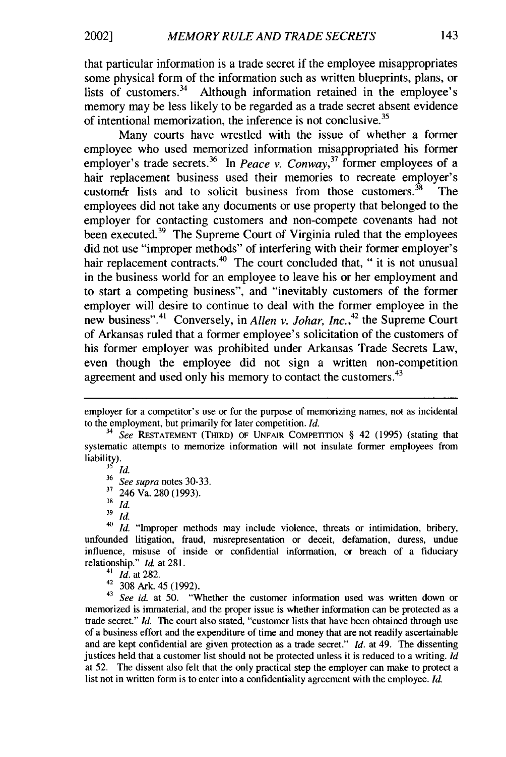that particular information is a trade secret if the employee misappropriates some physical form of the information such as written blueprints, plans, or lists of customers.[34] Although information retained in the employee's memory may be less likely to be regarded as a trade secret absent evidence of intentional memorization, the inference is not conclusive.[35]

Many courts have wrestled with the issue of whether a former employee who used memorized information misappropriated his former employer's trade secrets.[36] In *Peace v. Conway*,[37] former employees of a hair replacement business used their memories to recreate employer's customer lists and to solicit business from those customers.[38] The employees did not take any documents or use property that belonged to the employer for contacting customers and non-compete covenants had not been executed.[39] The Supreme Court of Virginia ruled that the employees did not use "improper methods" of interfering with their former employer's hair replacement contracts.[40] The court concluded that, " it is not unusual in the business world for an employee to leave his or her employment and to start a competing business", and "inevitably customers of the former employer will desire to continue to deal with the former employee in the new business".[41] Conversely, in *Allen v. Johar, Inc.*,[42] the Supreme Court of Arkansas ruled that a former employee's solicitation of the customers of his former employer was prohibited under Arkansas Trade Secrets Law, even though the employee did not sign a written non-competition agreement and used only his memory to contact the customers.[43]

---

employer for a competitor's use or for the purpose of memorizing names, not as incidental to the employment, but primarily for later competition. *Id.*

[34] *See* RESTATEMENT (THIRD) OF UNFAIR COMPETITION § 42 (1995) (stating that systematic attempts to memorize information will not insulate former employees from liability).

[35] *Id.*

[36] *See supra* notes 30-33.

[37] 246 Va. 280 (1993).

[38] *Id.*

[39] *Id.*

[40] *Id.* "Improper methods may include violence, threats or intimidation, bribery, unfounded litigation, fraud, misrepresentation or deceit, defamation, duress, undue influence, misuse of inside or confidential information, or breach of a fiduciary relationship." *Id.* at 281.

[41] *Id.* at 282.

[42] 308 Ark. 45 (1992).

[43] *See id.* at 50. "Whether the customer information used was written down or memorized is immaterial, and the proper issue is whether information can be protected as a trade secret." *Id.* The court also stated, "customer lists that have been obtained through use of a business effort and the expenditure of time and money that are not readily ascertainable and are kept confidential are given protection as a trade secret." *Id.* at 49. The dissenting justices held that a customer list should not be protected unless it is reduced to a writing. *Id* at 52. The dissent also felt that the only practical step the employer can make to protect a list not in written form is to enter into a confidentiality agreement with the employee. *Id.*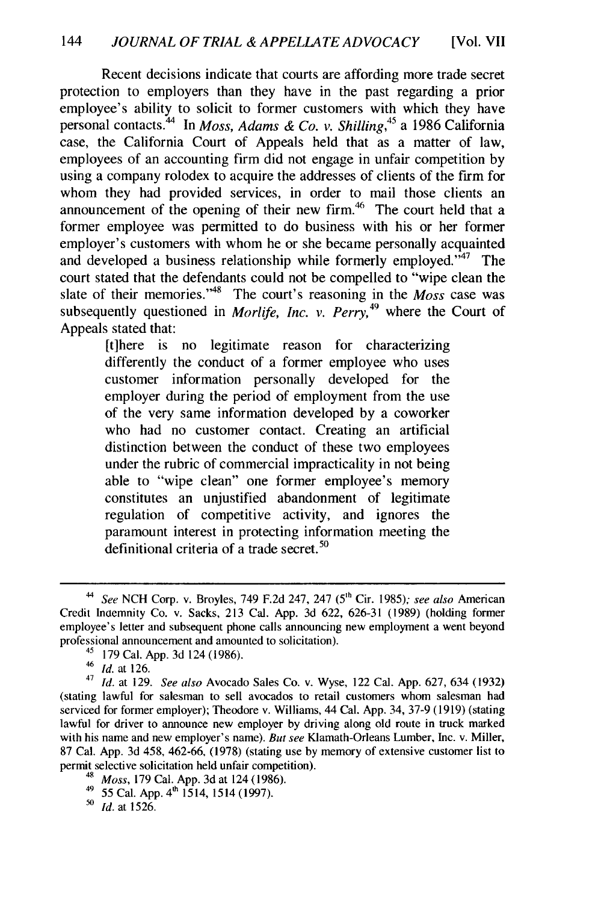Recent decisions indicate that courts are affording more trade secret protection to employers than they have in the past regarding a prior employee's ability to solicit to former customers with which they have personal contacts.[44] In *Moss, Adams & Co. v. Shilling*,[45] a 1986 California case, the California Court of Appeals held that as a matter of law, employees of an accounting firm did not engage in unfair competition by using a company rolodex to acquire the addresses of clients of the firm for whom they had provided services, in order to mail those clients an announcement of the opening of their new firm.[46] The court held that a former employee was permitted to do business with his or her former employer's customers with whom he or she became personally acquainted and developed a business relationship while formerly employed."[47] The court stated that the defendants could not be compelled to "wipe clean the slate of their memories."[48] The court's reasoning in the *Moss* case was subsequently questioned in *Morlife, Inc. v. Perry*,[49] where the Court of Appeals stated that:

> [t]here is no legitimate reason for characterizing differently the conduct of a former employee who uses customer information personally developed for the employer during the period of employment from the use of the very same information developed by a coworker who had no customer contact. Creating an artificial distinction between the conduct of these two employees under the rubric of commercial impracticality in not being able to "wipe clean" one former employee's memory constitutes an unjustified abandonment of legitimate regulation of competitive activity, and ignores the paramount interest in protecting information meeting the definitional criteria of a trade secret.[50]

---

[44] *See* NCH Corp. v. Broyles, 749 F.2d 247, 247 (5th Cir. 1985); *see also* American Credit Indemnity Co. v. Sacks, 213 Cal. App. 3d 622, 626-31 (1989) (holding former employee's letter and subsequent phone calls announcing new employment a went beyond professional announcement and amounted to solicitation).

[45] 179 Cal. App. 3d 124 (1986).

[46] *Id.* at 126.

[47] *Id.* at 129. *See also* Avocado Sales Co. v. Wyse, 122 Cal. App. 627, 634 (1932) (stating lawful for salesman to sell avocados to retail customers whom salesman had serviced for former employer); Theodore v. Williams, 44 Cal. App. 34, 37-9 (1919) (stating lawful for driver to announce new employer by driving along old route in truck marked with his name and new employer's name). *But see* Klamath-Orleans Lumber, Inc. v. Miller, 87 Cal. App. 3d 458, 462-66, (1978) (stating use by memory of extensive customer list to permit selective solicitation held unfair competition).

[48] *Moss*, 179 Cal. App. 3d at 124 (1986).

[49] 55 Cal. App. 4th 1514, 1514 (1997).

[50] *Id.* at 1526.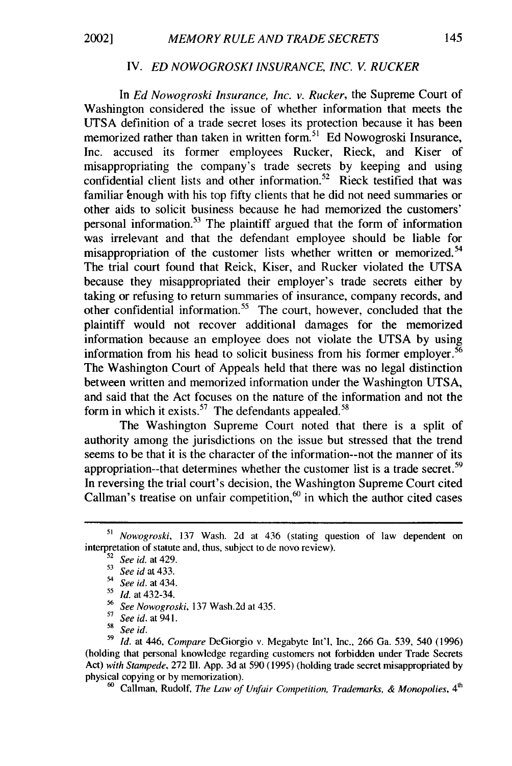## IV. *ED NOWOGROSKI INSURANCE, INC. V. RUCKER*

In *Ed Nowogroski Insurance, Inc. v. Rucker*, the Supreme Court of Washington considered the issue of whether information that meets the UTSA definition of a trade secret loses its protection because it has been memorized rather than taken in written form.[51] Ed Nowogroski Insurance, Inc. accused its former employees Rucker, Rieck, and Kiser of misappropriating the company's trade secrets by keeping and using confidential client lists and other information.[52] Rieck testified that was familiar ènough with his top fifty clients that he did not need summaries or other aids to solicit business because he had memorized the customers' personal information.[53] The plaintiff argued that the form of information was irrelevant and that the defendant employee should be liable for misappropriation of the customer lists whether written or memorized.[54] The trial court found that Reick, Kiser, and Rucker violated the UTSA because they misappropriated their employer's trade secrets either by taking or refusing to return summaries of insurance, company records, and other confidential information.[55] The court, however, concluded that the plaintiff would not recover additional damages for the memorized information because an employee does not violate the UTSA by using information from his head to solicit business from his former employer.[56] The Washington Court of Appeals held that there was no legal distinction between written and memorized information under the Washington UTSA, and said that the Act focuses on the nature of the information and not the form in which it exists.[57] The defendants appealed.[58]

The Washington Supreme Court noted that there is a split of authority among the jurisdictions on the issue but stressed that the trend seems to be that it is the character of the information--not the manner of its appropriation--that determines whether the customer list is a trade secret.[59] In reversing the trial court's decision, the Washington Supreme Court cited Callman's treatise on unfair competition,[60] in which the author cited cases

---

[51] *Nowogroski*, 137 Wash. 2d at 436 (stating question of law dependent on interpretation of statute and, thus, subject to de novo review).

[52] *See id.* at 429.

[53] *See id* at 433.

[54] *See id.* at 434.

[55] *Id.* at 432-34.

[56] *See Nowogroski*, 137 Wash.2d at 435.

[57] *See id.* at 941.

[58] *See id.*

[59] *Id.* at 446, *Compare* DeGiorgio v. Megabyte Int'l, Inc., 266 Ga. 539, 540 (1996) (holding that personal knowledge regarding customers not forbidden under Trade Secrets Act) *with Stampede*, 272 Ill. App. 3d at 590 (1995) (holding trade secret misappropriated by physical copying or by memorization).

[60] Callman, Rudolf, *The Law of Unfair Competition, Trademarks, & Monopolies*, 4th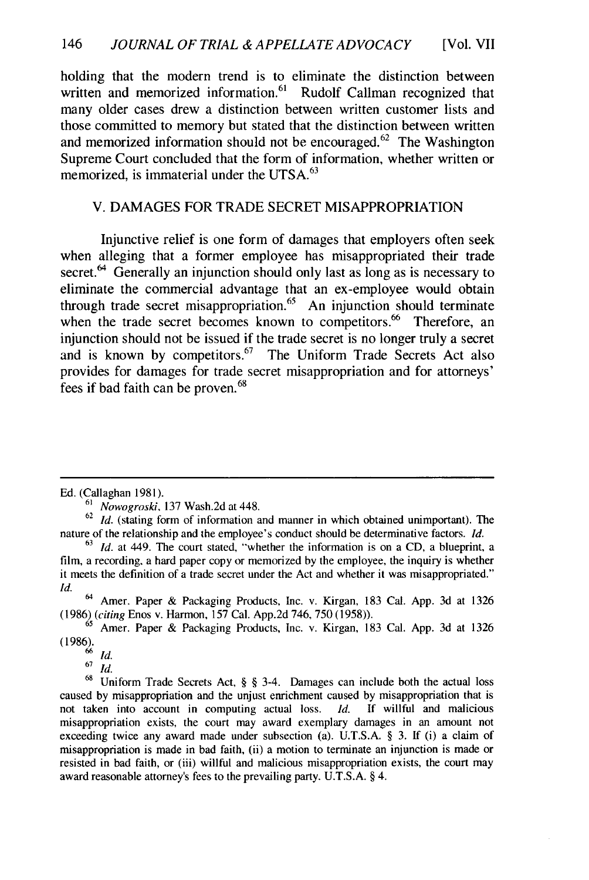holding that the modern trend is to eliminate the distinction between written and memorized information.[61] Rudolf Callman recognized that many older cases drew a distinction between written customer lists and those committed to memory but stated that the distinction between written and memorized information should not be encouraged.[62] The Washington Supreme Court concluded that the form of information, whether written or memorized, is immaterial under the UTSA.[63]

## V. DAMAGES FOR TRADE SECRET MISAPPROPRIATION

Injunctive relief is one form of damages that employers often seek when alleging that a former employee has misappropriated their trade secret.[64] Generally an injunction should only last as long as is necessary to eliminate the commercial advantage that an ex-employee would obtain through trade secret misappropriation.[65] An injunction should terminate when the trade secret becomes known to competitors.[66] Therefore, an injunction should not be issued if the trade secret is no longer truly a secret and is known by competitors.[67] The Uniform Trade Secrets Act also provides for damages for trade secret misappropriation and for attorneys' fees if bad faith can be proven.[68]

---

Ed. (Callaghan 1981).

[61] *Nowogroski*, 137 Wash.2d at 448.

[62] *Id.* (stating form of information and manner in which obtained unimportant). The nature of the relationship and the employee's conduct should be determinative factors. *Id.*

[63] *Id.* at 449. The court stated, "whether the information is on a CD, a blueprint, a film, a recording, a hard paper copy or memorized by the employee, the inquiry is whether it meets the definition of a trade secret under the Act and whether it was misappropriated." *Id.*

[64] Amer. Paper & Packaging Products, Inc. v. Kirgan, 183 Cal. App. 3d at 1326 (1986) (*citing* Enos v. Harmon, 157 Cal. App.2d 746, 750 (1958)).

[65] Amer. Paper & Packaging Products, Inc. v. Kirgan, 183 Cal. App. 3d at 1326 (1986).

[66] *Id.*

[67] *Id.*

[68] Uniform Trade Secrets Act, § § 3-4. Damages can include both the actual loss caused by misappropriation and the unjust enrichment caused by misappropriation that is not taken into account in computing actual loss. *Id.* If willful and malicious misappropriation exists, the court may award exemplary damages in an amount not exceeding twice any award made under subsection (a). U.T.S.A. § 3. If (i) a claim of misappropriation is made in bad faith, (ii) a motion to terminate an injunction is made or resisted in bad faith, or (iii) willful and malicious misappropriation exists, the court may award reasonable attorney's fees to the prevailing party. U.T.S.A. § 4.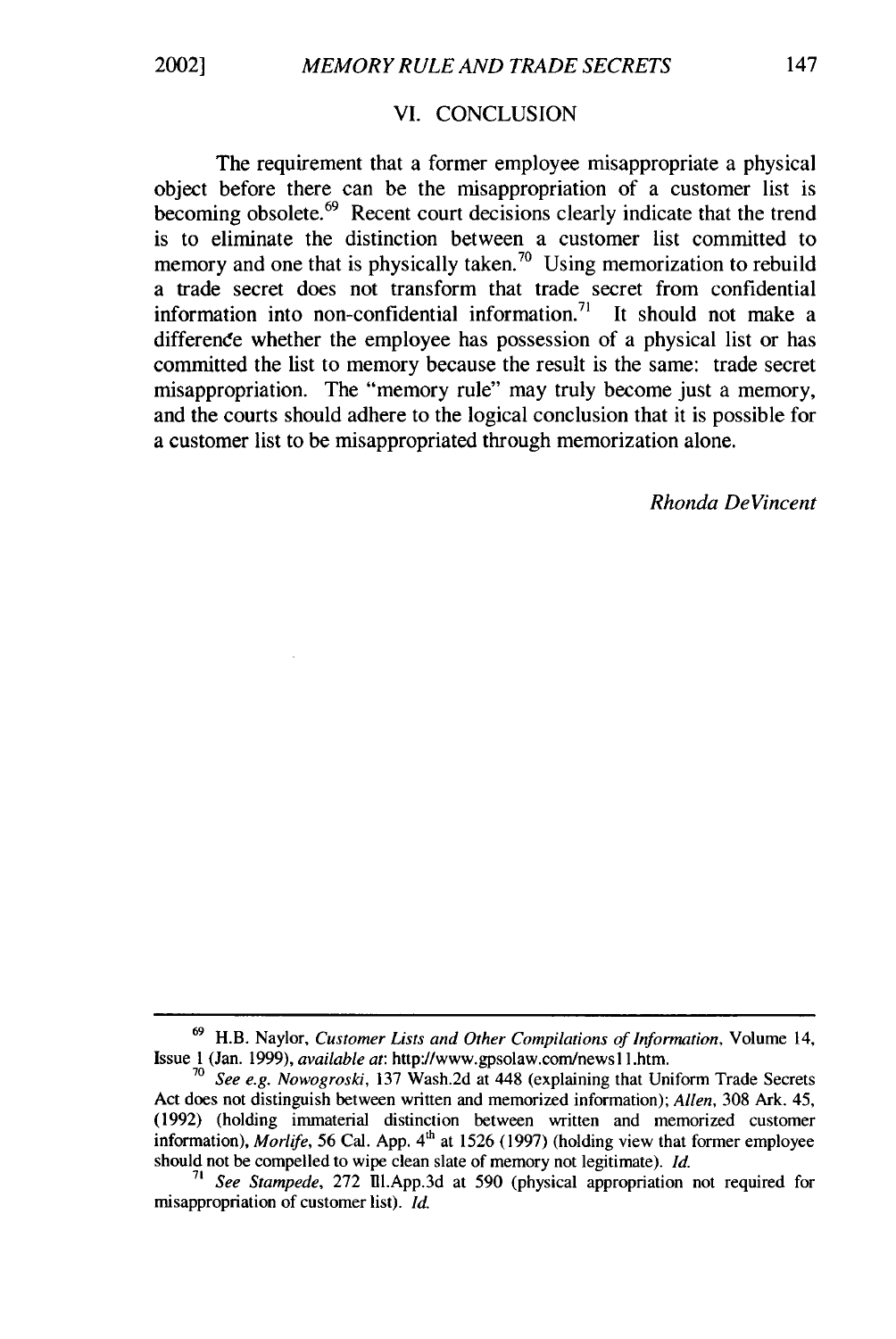## VI. CONCLUSION

The requirement that a former employee misappropriate a physical object before there can be the misappropriation of a customer list is becoming obsolete.[69] Recent court decisions clearly indicate that the trend is to eliminate the distinction between a customer list committed to memory and one that is physically taken.[70] Using memorization to rebuild a trade secret does not transform that trade secret from confidential information into non-confidential information.[71] It should not make a difference whether the employee has possession of a physical list or has committed the list to memory because the result is the same: trade secret misappropriation. The "memory rule" may truly become just a memory, and the courts should adhere to the logical conclusion that it is possible for a customer list to be misappropriated through memorization alone.

*Rhonda DeVincent*

---

[69] H.B. Naylor, *Customer Lists and Other Compilations of Information*, Volume 14, Issue 1 (Jan. 1999), *available at*: http://www.gpsolaw.com/news11.htm.

[70] *See e.g. Nowogroski*, 137 Wash.2d at 448 (explaining that Uniform Trade Secrets Act does not distinguish between written and memorized information); *Allen*, 308 Ark. 45, (1992) (holding immaterial distinction between written and memorized customer information), *Morlife*, 56 Cal. App. 4th at 1526 (1997) (holding view that former employee should not be compelled to wipe clean slate of memory not legitimate). *Id.*

[71] *See Stampede*, 272 Ill.App.3d at 590 (physical appropriation not required for misappropriation of customer list). *Id.*